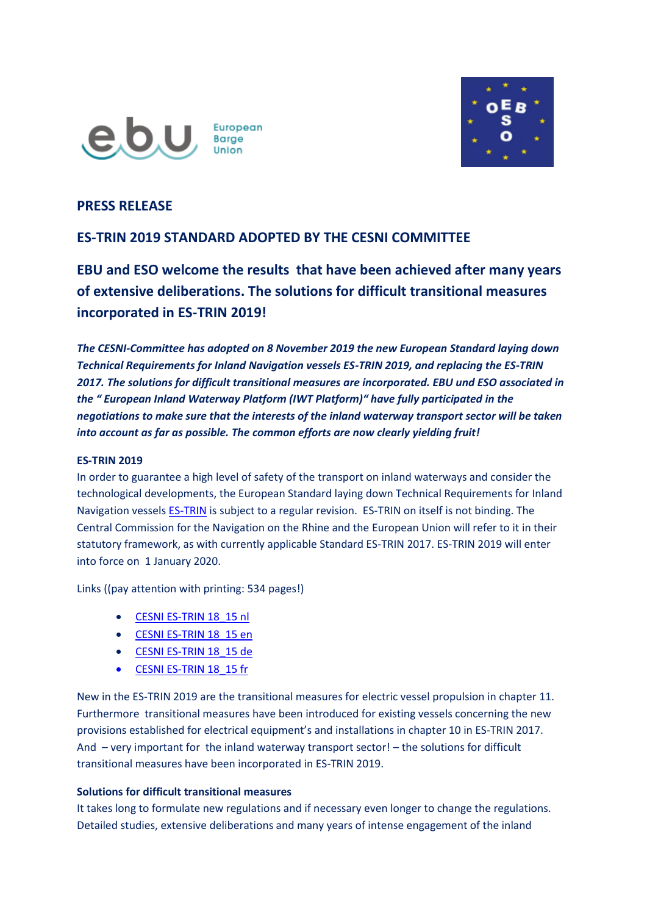ebu European Barge Union

**PRESS RELEASE**

## ES-TRIN 2019 STANDARD ADOPTED BY THE CESNI COMMITTEE

## EBU and ESO welcome the results that have been achieved after many years of extensive deliberations. The solutions for difficult transitional measures incorporated in ES-TRIN 2019!

***The CESNI-Committee has adopted on 8 November 2019 the new European Standard laying down Technical Requirements for Inland Navigation vessels ES-TRIN 2019, and replacing the ES-TRIN 2017. The solutions for difficult transitional measures are incorporated. EBU und ESO associated in the " European Inland Waterway Platform (IWT Platform)" have fully participated in the negotiations to make sure that the interests of the inland waterway transport sector will be taken into account as far as possible. The common efforts are now clearly yielding fruit!***

**ES-TRIN 2019**

In order to guarantee a high level of safety of the transport on inland waterways and consider the technological developments, the European Standard laying down Technical Requirements for Inland Navigation vessels ES-TRIN is subject to a regular revision. ES-TRIN on itself is not binding. The Central Commission for the Navigation on the Rhine and the European Union will refer to it in their statutory framework, as with currently applicable Standard ES-TRIN 2017. ES-TRIN 2019 will enter into force on 1 January 2020.

Links ((pay attention with printing: 534 pages!)

- CESNI ES-TRIN 18_15 nl
- CESNI ES-TRIN 18_15 en
- CESNI ES-TRIN 18_15 de
- CESNI ES-TRIN 18_15 fr

New in the ES-TRIN 2019 are the transitional measures for electric vessel propulsion in chapter 11. Furthermore transitional measures have been introduced for existing vessels concerning the new provisions established for electrical equipment's and installations in chapter 10 in ES-TRIN 2017. And – very important for the inland waterway transport sector! – the solutions for difficult transitional measures have been incorporated in ES-TRIN 2019.

**Solutions for difficult transitional measures**

It takes long to formulate new regulations and if necessary even longer to change the regulations. Detailed studies, extensive deliberations and many years of intense engagement of the inland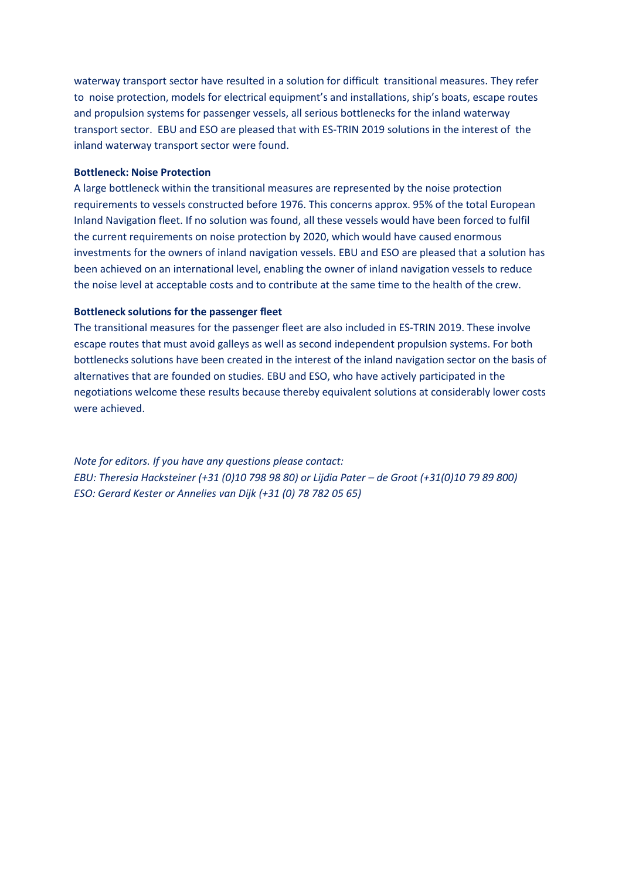waterway transport sector have resulted in a solution for difficult transitional measures. They refer to noise protection, models for electrical equipment's and installations, ship's boats, escape routes and propulsion systems for passenger vessels, all serious bottlenecks for the inland waterway transport sector. EBU and ESO are pleased that with ES-TRIN 2019 solutions in the interest of the inland waterway transport sector were found.

**Bottleneck: Noise Protection**

A large bottleneck within the transitional measures are represented by the noise protection requirements to vessels constructed before 1976. This concerns approx. 95% of the total European Inland Navigation fleet. If no solution was found, all these vessels would have been forced to fulfil the current requirements on noise protection by 2020, which would have caused enormous investments for the owners of inland navigation vessels. EBU and ESO are pleased that a solution has been achieved on an international level, enabling the owner of inland navigation vessels to reduce the noise level at acceptable costs and to contribute at the same time to the health of the crew.

**Bottleneck solutions for the passenger fleet**

The transitional measures for the passenger fleet are also included in ES-TRIN 2019. These involve escape routes that must avoid galleys as well as second independent propulsion systems. For both bottlenecks solutions have been created in the interest of the inland navigation sector on the basis of alternatives that are founded on studies. EBU and ESO, who have actively participated in the negotiations welcome these results because thereby equivalent solutions at considerably lower costs were achieved.

*Note for editors. If you have any questions please contact:*
*EBU: Theresia Hacksteiner (+31 (0)10 798 98 80) or Lijdia Pater – de Groot (+31(0)10 79 89 800)*
*ESO: Gerard Kester or Annelies van Dijk (+31 (0) 78 782 05 65)*